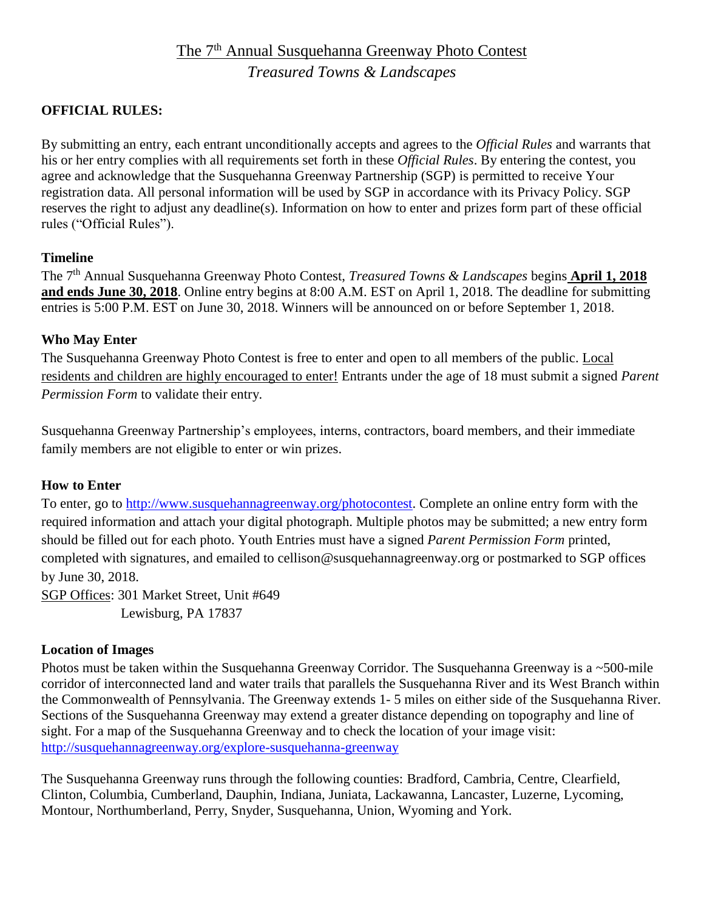# The 7th Annual Susquehanna Greenway Photo Contest

## *Treasured Towns & Landscapes*

**OFFICIAL RULES:**

By submitting an entry, each entrant unconditionally accepts and agrees to the *Official Rules* and warrants that his or her entry complies with all requirements set forth in these *Official Rules*. By entering the contest, you agree and acknowledge that the Susquehanna Greenway Partnership (SGP) is permitted to receive Your registration data. All personal information will be used by SGP in accordance with its Privacy Policy. SGP reserves the right to adjust any deadline(s). Information on how to enter and prizes form part of these official rules ("Official Rules").

**Timeline**

The 7th Annual Susquehanna Greenway Photo Contest, *Treasured Towns & Landscapes* begins **April 1, 2018 and ends June 30, 2018**. Online entry begins at 8:00 A.M. EST on April 1, 2018. The deadline for submitting entries is 5:00 P.M. EST on June 30, 2018. Winners will be announced on or before September 1, 2018.

**Who May Enter**

The Susquehanna Greenway Photo Contest is free to enter and open to all members of the public. Local residents and children are highly encouraged to enter! Entrants under the age of 18 must submit a signed *Parent Permission Form* to validate their entry.

Susquehanna Greenway Partnership's employees, interns, contractors, board members, and their immediate family members are not eligible to enter or win prizes.

**How to Enter**

To enter, go to http://www.susquehannagreenway.org/photocontest. Complete an online entry form with the required information and attach your digital photograph. Multiple photos may be submitted; a new entry form should be filled out for each photo. Youth Entries must have a signed *Parent Permission Form* printed, completed with signatures, and emailed to cellison@susquehannagreenway.org or postmarked to SGP offices by June 30, 2018.

SGP Offices: 301 Market Street, Unit #649
Lewisburg, PA 17837

**Location of Images**

Photos must be taken within the Susquehanna Greenway Corridor. The Susquehanna Greenway is a ~500-mile corridor of interconnected land and water trails that parallels the Susquehanna River and its West Branch within the Commonwealth of Pennsylvania. The Greenway extends 1- 5 miles on either side of the Susquehanna River. Sections of the Susquehanna Greenway may extend a greater distance depending on topography and line of sight. For a map of the Susquehanna Greenway and to check the location of your image visit: http://susquehannagreenway.org/explore-susquehanna-greenway

The Susquehanna Greenway runs through the following counties: Bradford, Cambria, Centre, Clearfield, Clinton, Columbia, Cumberland, Dauphin, Indiana, Juniata, Lackawanna, Lancaster, Luzerne, Lycoming, Montour, Northumberland, Perry, Snyder, Susquehanna, Union, Wyoming and York.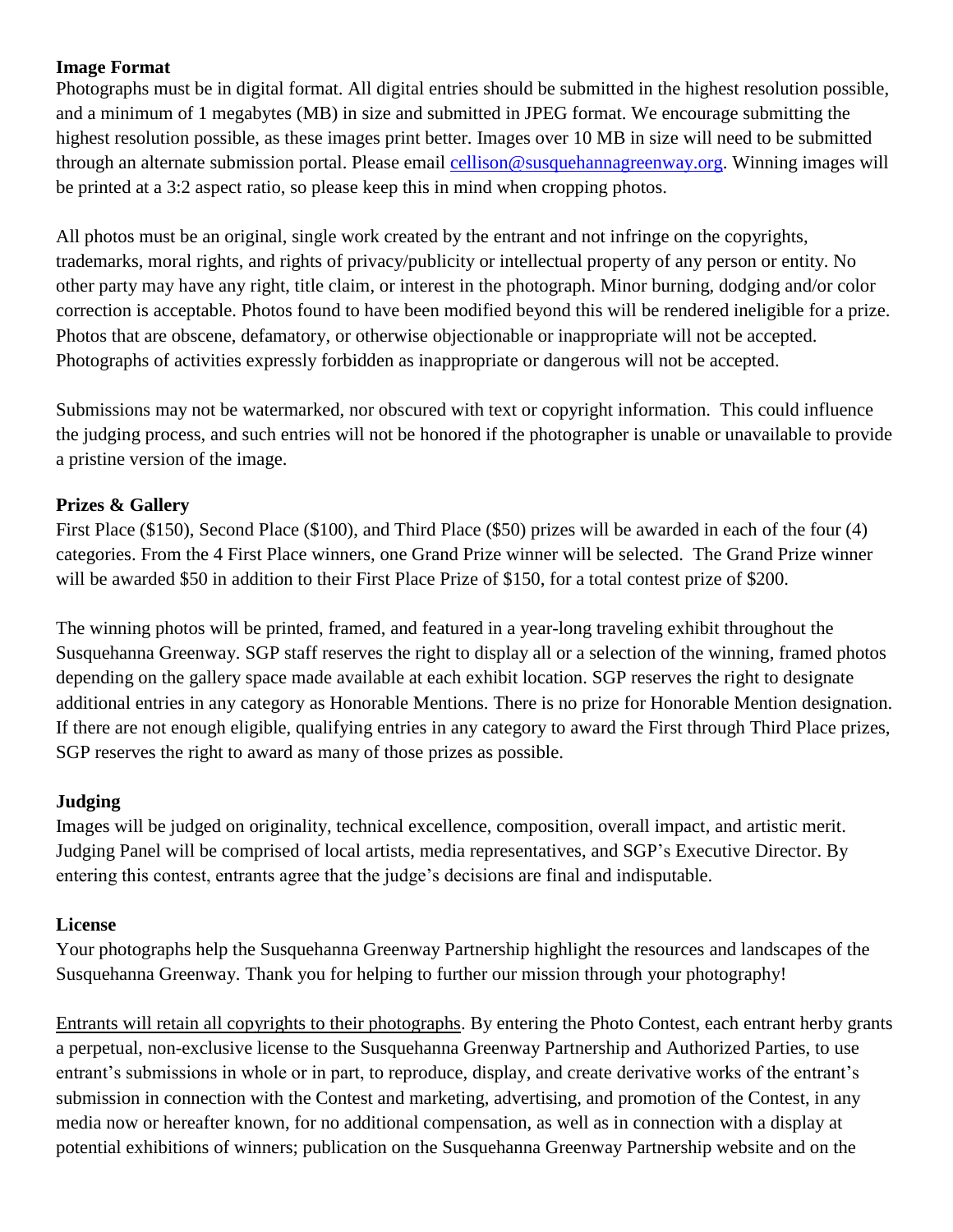### Image Format

Photographs must be in digital format. All digital entries should be submitted in the highest resolution possible, and a minimum of 1 megabytes (MB) in size and submitted in JPEG format. We encourage submitting the highest resolution possible, as these images print better. Images over 10 MB in size will need to be submitted through an alternate submission portal. Please email [cellison@susquehannagreenway.org](mailto:cellison@susquehannagreenway.org). Winning images will be printed at a 3:2 aspect ratio, so please keep this in mind when cropping photos.

All photos must be an original, single work created by the entrant and not infringe on the copyrights, trademarks, moral rights, and rights of privacy/publicity or intellectual property of any person or entity. No other party may have any right, title claim, or interest in the photograph. Minor burning, dodging and/or color correction is acceptable. Photos found to have been modified beyond this will be rendered ineligible for a prize. Photos that are obscene, defamatory, or otherwise objectionable or inappropriate will not be accepted. Photographs of activities expressly forbidden as inappropriate or dangerous will not be accepted.

Submissions may not be watermarked, nor obscured with text or copyright information. This could influence the judging process, and such entries will not be honored if the photographer is unable or unavailable to provide a pristine version of the image.

### Prizes & Gallery

First Place ($150), Second Place ($100), and Third Place ($50) prizes will be awarded in each of the four (4) categories. From the 4 First Place winners, one Grand Prize winner will be selected. The Grand Prize winner will be awarded $50 in addition to their First Place Prize of $150, for a total contest prize of $200.

The winning photos will be printed, framed, and featured in a year-long traveling exhibit throughout the Susquehanna Greenway. SGP staff reserves the right to display all or a selection of the winning, framed photos depending on the gallery space made available at each exhibit location. SGP reserves the right to designate additional entries in any category as Honorable Mentions. There is no prize for Honorable Mention designation. If there are not enough eligible, qualifying entries in any category to award the First through Third Place prizes, SGP reserves the right to award as many of those prizes as possible.

### Judging

Images will be judged on originality, technical excellence, composition, overall impact, and artistic merit. Judging Panel will be comprised of local artists, media representatives, and SGP's Executive Director. By entering this contest, entrants agree that the judge's decisions are final and indisputable.

### License

Your photographs help the Susquehanna Greenway Partnership highlight the resources and landscapes of the Susquehanna Greenway. Thank you for helping to further our mission through your photography!

<u>Entrants will retain all copyrights to their photographs</u>. By entering the Photo Contest, each entrant herby grants a perpetual, non-exclusive license to the Susquehanna Greenway Partnership and Authorized Parties, to use entrant's submissions in whole or in part, to reproduce, display, and create derivative works of the entrant's submission in connection with the Contest and marketing, advertising, and promotion of the Contest, in any media now or hereafter known, for no additional compensation, as well as in connection with a display at potential exhibitions of winners; publication on the Susquehanna Greenway Partnership website and on the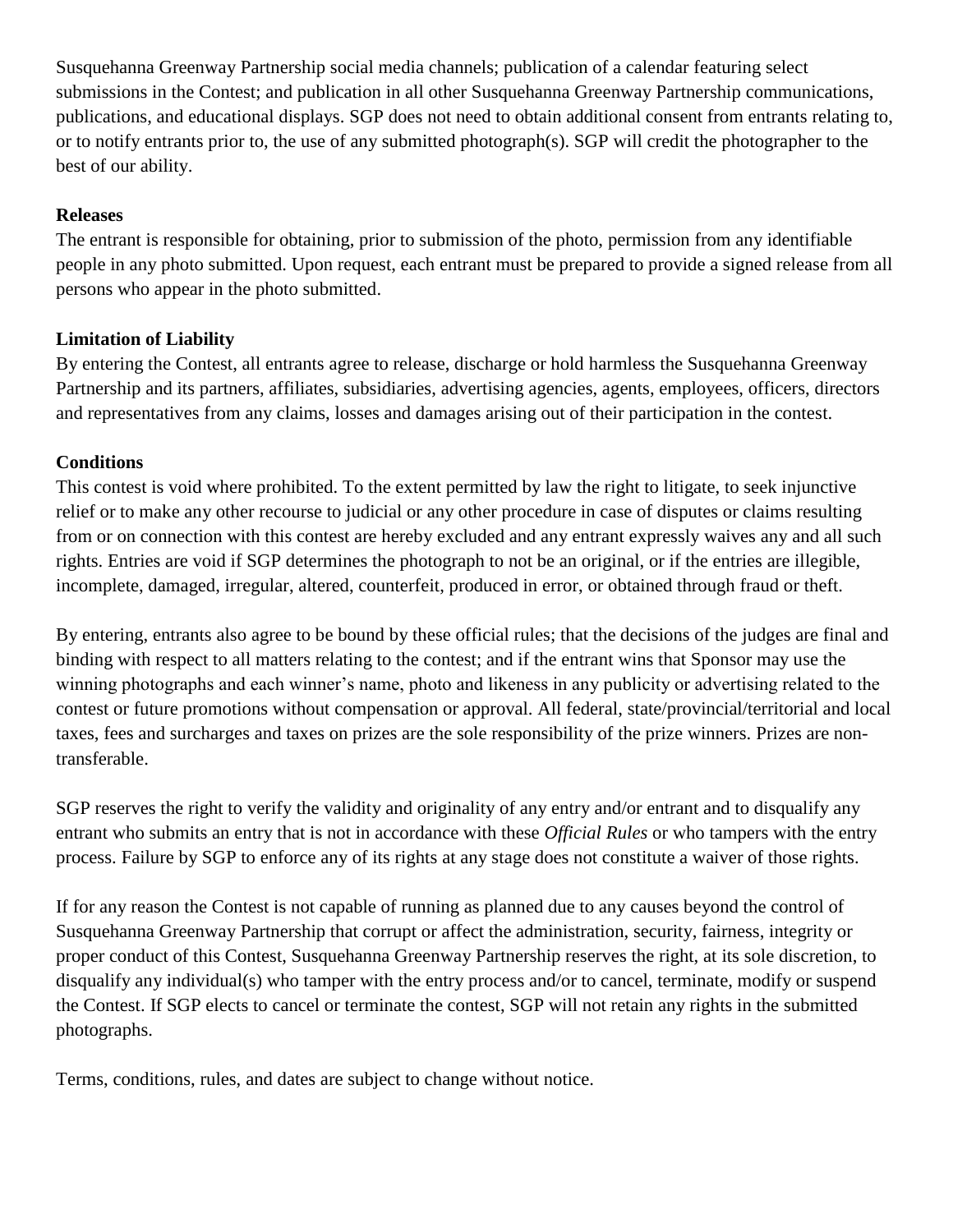Susquehanna Greenway Partnership social media channels; publication of a calendar featuring select submissions in the Contest; and publication in all other Susquehanna Greenway Partnership communications, publications, and educational displays. SGP does not need to obtain additional consent from entrants relating to, or to notify entrants prior to, the use of any submitted photograph(s). SGP will credit the photographer to the best of our ability.

**Releases**

The entrant is responsible for obtaining, prior to submission of the photo, permission from any identifiable people in any photo submitted. Upon request, each entrant must be prepared to provide a signed release from all persons who appear in the photo submitted.

**Limitation of Liability**

By entering the Contest, all entrants agree to release, discharge or hold harmless the Susquehanna Greenway Partnership and its partners, affiliates, subsidiaries, advertising agencies, agents, employees, officers, directors and representatives from any claims, losses and damages arising out of their participation in the contest.

**Conditions**

This contest is void where prohibited. To the extent permitted by law the right to litigate, to seek injunctive relief or to make any other recourse to judicial or any other procedure in case of disputes or claims resulting from or on connection with this contest are hereby excluded and any entrant expressly waives any and all such rights. Entries are void if SGP determines the photograph to not be an original, or if the entries are illegible, incomplete, damaged, irregular, altered, counterfeit, produced in error, or obtained through fraud or theft.

By entering, entrants also agree to be bound by these official rules; that the decisions of the judges are final and binding with respect to all matters relating to the contest; and if the entrant wins that Sponsor may use the winning photographs and each winner's name, photo and likeness in any publicity or advertising related to the contest or future promotions without compensation or approval. All federal, state/provincial/territorial and local taxes, fees and surcharges and taxes on prizes are the sole responsibility of the prize winners. Prizes are non-transferable.

SGP reserves the right to verify the validity and originality of any entry and/or entrant and to disqualify any entrant who submits an entry that is not in accordance with these *Official Rules* or who tampers with the entry process. Failure by SGP to enforce any of its rights at any stage does not constitute a waiver of those rights.

If for any reason the Contest is not capable of running as planned due to any causes beyond the control of Susquehanna Greenway Partnership that corrupt or affect the administration, security, fairness, integrity or proper conduct of this Contest, Susquehanna Greenway Partnership reserves the right, at its sole discretion, to disqualify any individual(s) who tamper with the entry process and/or to cancel, terminate, modify or suspend the Contest. If SGP elects to cancel or terminate the contest, SGP will not retain any rights in the submitted photographs.

Terms, conditions, rules, and dates are subject to change without notice.